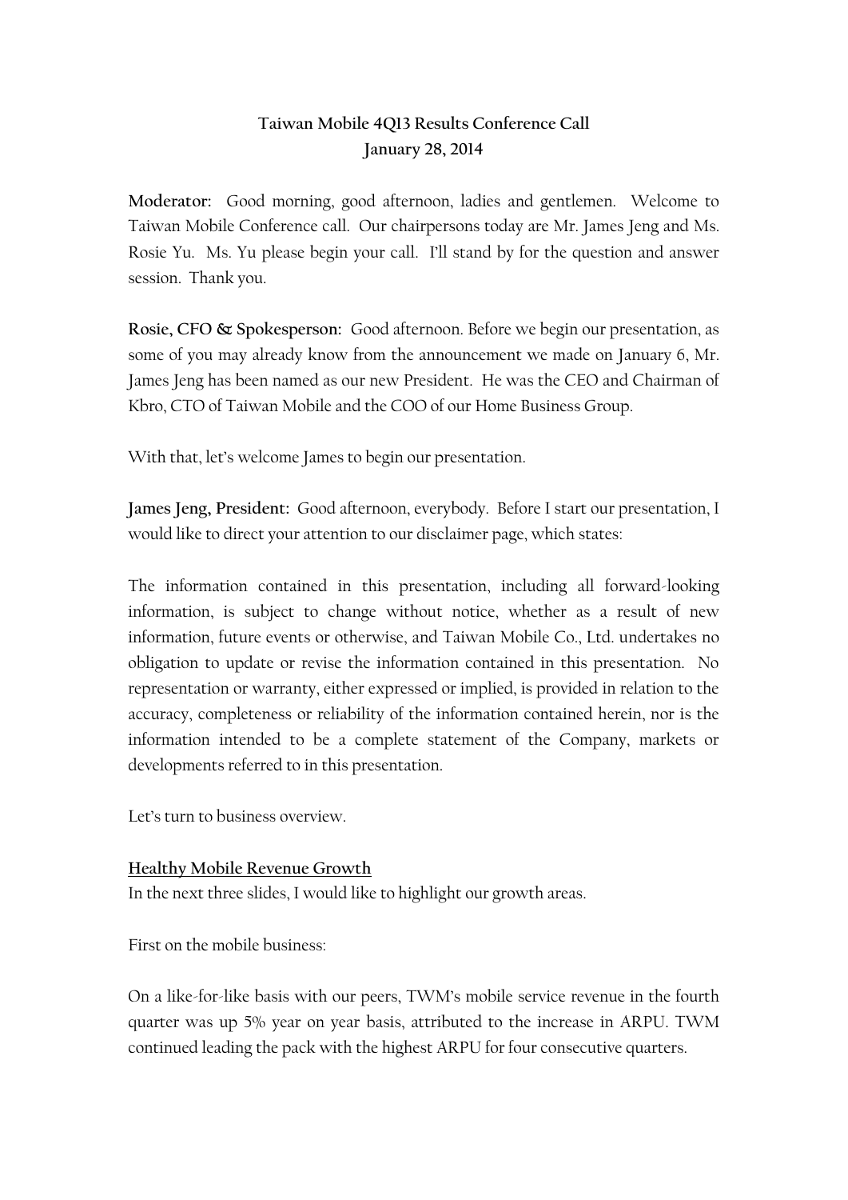**Taiwan Mobile 4Q13 Results Conference Call**
**January 28, 2014**

**Moderator:** Good morning, good afternoon, ladies and gentlemen. Welcome to Taiwan Mobile Conference call. Our chairpersons today are Mr. James Jeng and Ms. Rosie Yu. Ms. Yu please begin your call. I'll stand by for the question and answer session. Thank you.

**Rosie, CFO & Spokesperson:** Good afternoon. Before we begin our presentation, as some of you may already know from the announcement we made on January 6, Mr. James Jeng has been named as our new President. He was the CEO and Chairman of Kbro, CTO of Taiwan Mobile and the COO of our Home Business Group.

With that, let's welcome James to begin our presentation.

**James Jeng, President:** Good afternoon, everybody. Before I start our presentation, I would like to direct your attention to our disclaimer page, which states:

The information contained in this presentation, including all forward-looking information, is subject to change without notice, whether as a result of new information, future events or otherwise, and Taiwan Mobile Co., Ltd. undertakes no obligation to update or revise the information contained in this presentation. No representation or warranty, either expressed or implied, is provided in relation to the accuracy, completeness or reliability of the information contained herein, nor is the information intended to be a complete statement of the Company, markets or developments referred to in this presentation.

Let's turn to business overview.

**Healthy Mobile Revenue Growth**

In the next three slides, I would like to highlight our growth areas.

First on the mobile business:

On a like-for-like basis with our peers, TWM's mobile service revenue in the fourth quarter was up 5% year on year basis, attributed to the increase in ARPU. TWM continued leading the pack with the highest ARPU for four consecutive quarters.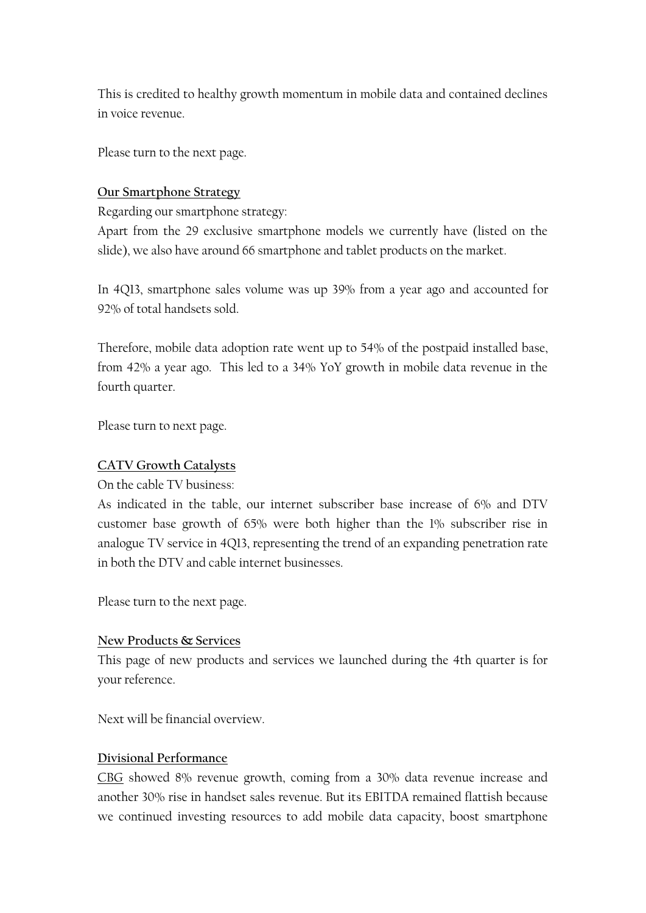This is credited to healthy growth momentum in mobile data and contained declines in voice revenue.

Please turn to the next page.

**Our Smartphone Strategy**

Regarding our smartphone strategy:

Apart from the 29 exclusive smartphone models we currently have (listed on the slide), we also have around 66 smartphone and tablet products on the market.

In 4Q13, smartphone sales volume was up 39% from a year ago and accounted for 92% of total handsets sold.

Therefore, mobile data adoption rate went up to 54% of the postpaid installed base, from 42% a year ago. This led to a 34% YoY growth in mobile data revenue in the fourth quarter.

Please turn to next page.

**CATV Growth Catalysts**

On the cable TV business:

As indicated in the table, our internet subscriber base increase of 6% and DTV customer base growth of 65% were both higher than the 1% subscriber rise in analogue TV service in 4Q13, representing the trend of an expanding penetration rate in both the DTV and cable internet businesses.

Please turn to the next page.

**New Products & Services**

This page of new products and services we launched during the 4th quarter is for your reference.

Next will be financial overview.

**Divisional Performance**

CBG showed 8% revenue growth, coming from a 30% data revenue increase and another 30% rise in handset sales revenue. But its EBITDA remained flattish because we continued investing resources to add mobile data capacity, boost smartphone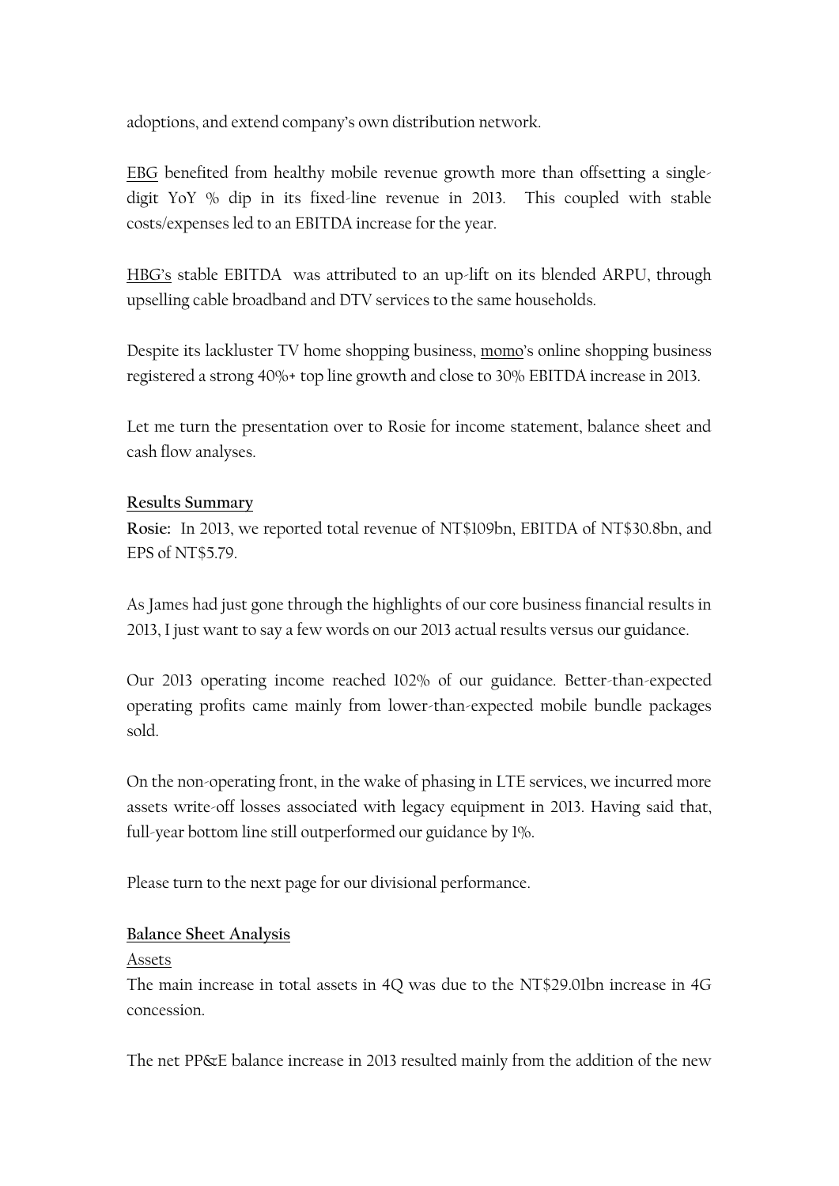adoptions, and extend company's own distribution network.

EBG benefited from healthy mobile revenue growth more than offsetting a single-digit YoY % dip in its fixed-line revenue in 2013. This coupled with stable costs/expenses led to an EBITDA increase for the year.

HBG's stable EBITDA was attributed to an up-lift on its blended ARPU, through upselling cable broadband and DTV services to the same households.

Despite its lackluster TV home shopping business, momo's online shopping business registered a strong 40%+ top line growth and close to 30% EBITDA increase in 2013.

Let me turn the presentation over to Rosie for income statement, balance sheet and cash flow analyses.

**Results Summary**

**Rosie:** In 2013, we reported total revenue of NT$109bn, EBITDA of NT$30.8bn, and EPS of NT$5.79.

As James had just gone through the highlights of our core business financial results in 2013, I just want to say a few words on our 2013 actual results versus our guidance.

Our 2013 operating income reached 102% of our guidance. Better-than-expected operating profits came mainly from lower-than-expected mobile bundle packages sold.

On the non-operating front, in the wake of phasing in LTE services, we incurred more assets write-off losses associated with legacy equipment in 2013. Having said that, full-year bottom line still outperformed our guidance by 1%.

Please turn to the next page for our divisional performance.

**Balance Sheet Analysis**

Assets

The main increase in total assets in 4Q was due to the NT$29.01bn increase in 4G concession.

The net PP&E balance increase in 2013 resulted mainly from the addition of the new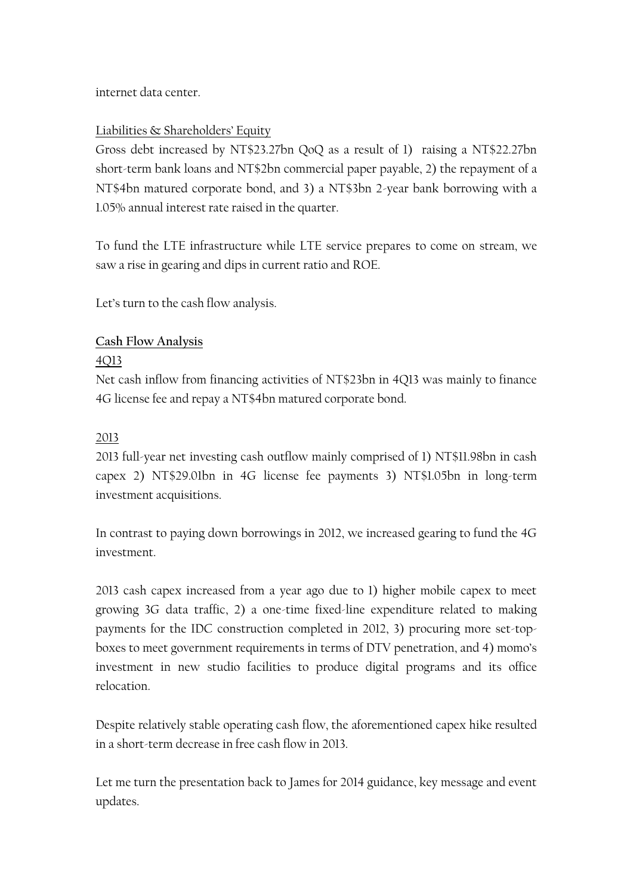internet data center.

Liabilities & Shareholders' Equity

Gross debt increased by NT$23.27bn QoQ as a result of 1) raising a NT$22.27bn short-term bank loans and NT$2bn commercial paper payable, 2) the repayment of a NT$4bn matured corporate bond, and 3) a NT$3bn 2-year bank borrowing with a 1.05% annual interest rate raised in the quarter.

To fund the LTE infrastructure while LTE service prepares to come on stream, we saw a rise in gearing and dips in current ratio and ROE.

Let's turn to the cash flow analysis.

## Cash Flow Analysis

### 4Q13

Net cash inflow from financing activities of NT$23bn in 4Q13 was mainly to finance 4G license fee and repay a NT$4bn matured corporate bond.

### 2013

2013 full-year net investing cash outflow mainly comprised of 1) NT$11.98bn in cash capex 2) NT$29.01bn in 4G license fee payments 3) NT$1.05bn in long-term investment acquisitions.

In contrast to paying down borrowings in 2012, we increased gearing to fund the 4G investment.

2013 cash capex increased from a year ago due to 1) higher mobile capex to meet growing 3G data traffic, 2) a one-time fixed-line expenditure related to making payments for the IDC construction completed in 2012, 3) procuring more set-top-boxes to meet government requirements in terms of DTV penetration, and 4) momo's investment in new studio facilities to produce digital programs and its office relocation.

Despite relatively stable operating cash flow, the aforementioned capex hike resulted in a short-term decrease in free cash flow in 2013.

Let me turn the presentation back to James for 2014 guidance, key message and event updates.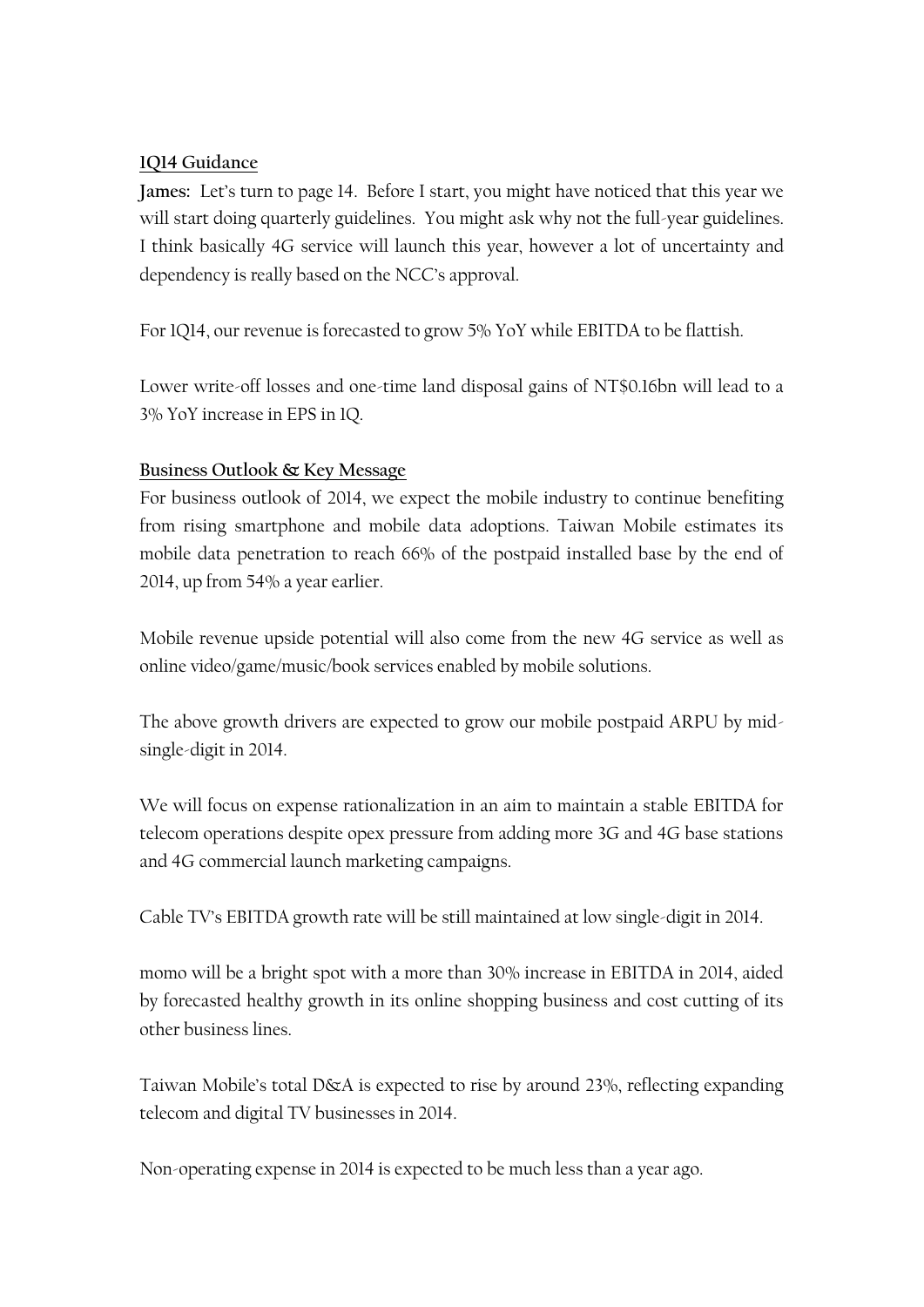## 1Q14 Guidance

**James:** Let's turn to page 14. Before I start, you might have noticed that this year we will start doing quarterly guidelines. You might ask why not the full-year guidelines. I think basically 4G service will launch this year, however a lot of uncertainty and dependency is really based on the NCC's approval.

For 1Q14, our revenue is forecasted to grow 5% YoY while EBITDA to be flattish.

Lower write-off losses and one-time land disposal gains of NT$0.16bn will lead to a 3% YoY increase in EPS in 1Q.

## Business Outlook & Key Message

For business outlook of 2014, we expect the mobile industry to continue benefiting from rising smartphone and mobile data adoptions. Taiwan Mobile estimates its mobile data penetration to reach 66% of the postpaid installed base by the end of 2014, up from 54% a year earlier.

Mobile revenue upside potential will also come from the new 4G service as well as online video/game/music/book services enabled by mobile solutions.

The above growth drivers are expected to grow our mobile postpaid ARPU by mid-single-digit in 2014.

We will focus on expense rationalization in an aim to maintain a stable EBITDA for telecom operations despite opex pressure from adding more 3G and 4G base stations and 4G commercial launch marketing campaigns.

Cable TV's EBITDA growth rate will be still maintained at low single-digit in 2014.

momo will be a bright spot with a more than 30% increase in EBITDA in 2014, aided by forecasted healthy growth in its online shopping business and cost cutting of its other business lines.

Taiwan Mobile's total D&A is expected to rise by around 23%, reflecting expanding telecom and digital TV businesses in 2014.

Non-operating expense in 2014 is expected to be much less than a year ago.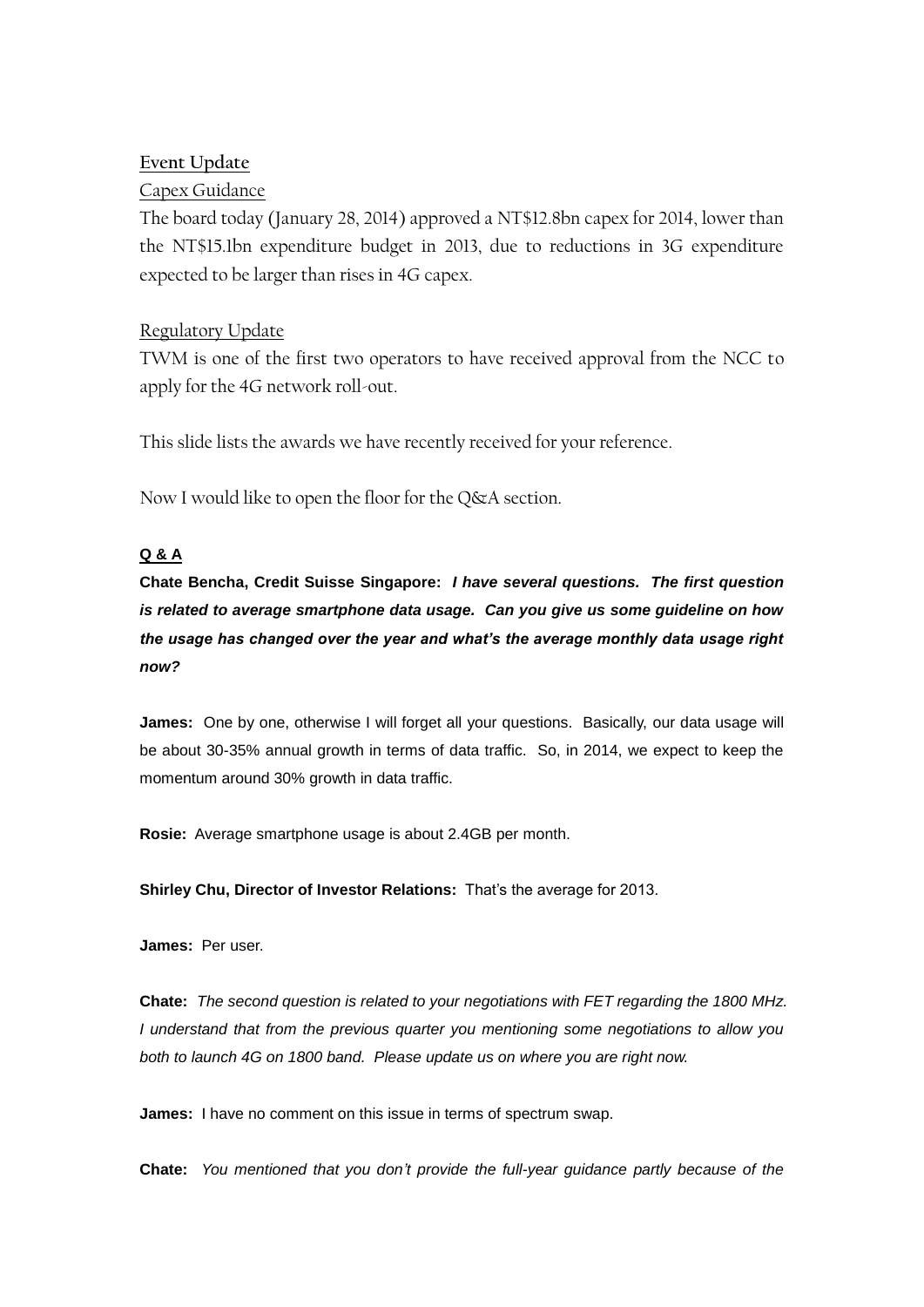**<u>Event Update</u>**

<u>Capex Guidance</u>

The board today (January 28, 2014) approved a NT$12.8bn capex for 2014, lower than the NT$15.1bn expenditure budget in 2013, due to reductions in 3G expenditure expected to be larger than rises in 4G capex.

<u>Regulatory Update</u>

TWM is one of the first two operators to have received approval from the NCC to apply for the 4G network roll-out.

This slide lists the awards we have recently received for your reference.

Now I would like to open the floor for the Q&A section.

**<u>Q & A</u>**

**Chate Bencha, Credit Suisse Singapore:** ***I have several questions. The first question is related to average smartphone data usage. Can you give us some guideline on how the usage has changed over the year and what's the average monthly data usage right now?***

**James:** One by one, otherwise I will forget all your questions. Basically, our data usage will be about 30-35% annual growth in terms of data traffic. So, in 2014, we expect to keep the momentum around 30% growth in data traffic.

**Rosie:** Average smartphone usage is about 2.4GB per month.

**Shirley Chu, Director of Investor Relations:** That's the average for 2013.

**James:** Per user.

**Chate:** *The second question is related to your negotiations with FET regarding the 1800 MHz. I understand that from the previous quarter you mentioning some negotiations to allow you both to launch 4G on 1800 band. Please update us on where you are right now.*

**James:** I have no comment on this issue in terms of spectrum swap.

**Chate:** *You mentioned that you don't provide the full-year guidance partly because of the*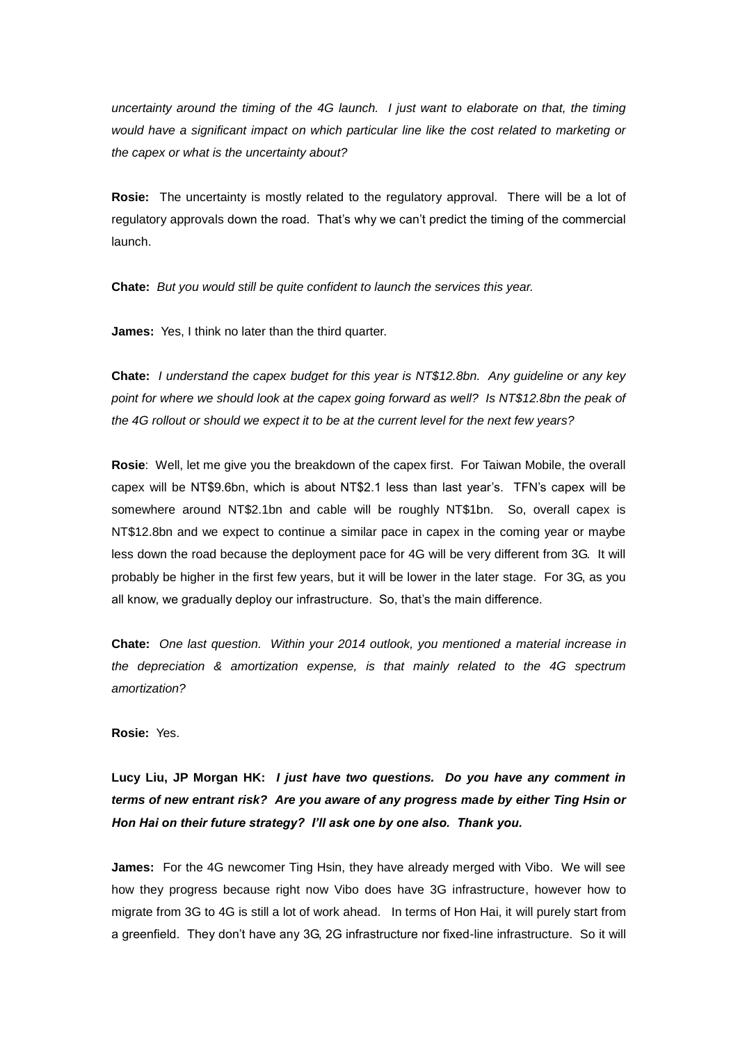*uncertainty around the timing of the 4G launch. I just want to elaborate on that, the timing would have a significant impact on which particular line like the cost related to marketing or the capex or what is the uncertainty about?*

**Rosie:** The uncertainty is mostly related to the regulatory approval. There will be a lot of regulatory approvals down the road. That's why we can't predict the timing of the commercial launch.

**Chate:** *But you would still be quite confident to launch the services this year.*

**James:** Yes, I think no later than the third quarter.

**Chate:** *I understand the capex budget for this year is NT$12.8bn. Any guideline or any key point for where we should look at the capex going forward as well? Is NT$12.8bn the peak of the 4G rollout or should we expect it to be at the current level for the next few years?*

**Rosie**: Well, let me give you the breakdown of the capex first. For Taiwan Mobile, the overall capex will be NT$9.6bn, which is about NT$2.1 less than last year's. TFN's capex will be somewhere around NT$2.1bn and cable will be roughly NT$1bn. So, overall capex is NT$12.8bn and we expect to continue a similar pace in capex in the coming year or maybe less down the road because the deployment pace for 4G will be very different from 3G. It will probably be higher in the first few years, but it will be lower in the later stage. For 3G, as you all know, we gradually deploy our infrastructure. So, that's the main difference.

**Chate:** *One last question. Within your 2014 outlook, you mentioned a material increase in the depreciation & amortization expense, is that mainly related to the 4G spectrum amortization?*

**Rosie:** Yes.

**Lucy Liu, JP Morgan HK:** ***I just have two questions. Do you have any comment in terms of new entrant risk? Are you aware of any progress made by either Ting Hsin or Hon Hai on their future strategy? I'll ask one by one also. Thank you.***

**James:** For the 4G newcomer Ting Hsin, they have already merged with Vibo. We will see how they progress because right now Vibo does have 3G infrastructure, however how to migrate from 3G to 4G is still a lot of work ahead. In terms of Hon Hai, it will purely start from a greenfield. They don't have any 3G, 2G infrastructure nor fixed-line infrastructure. So it will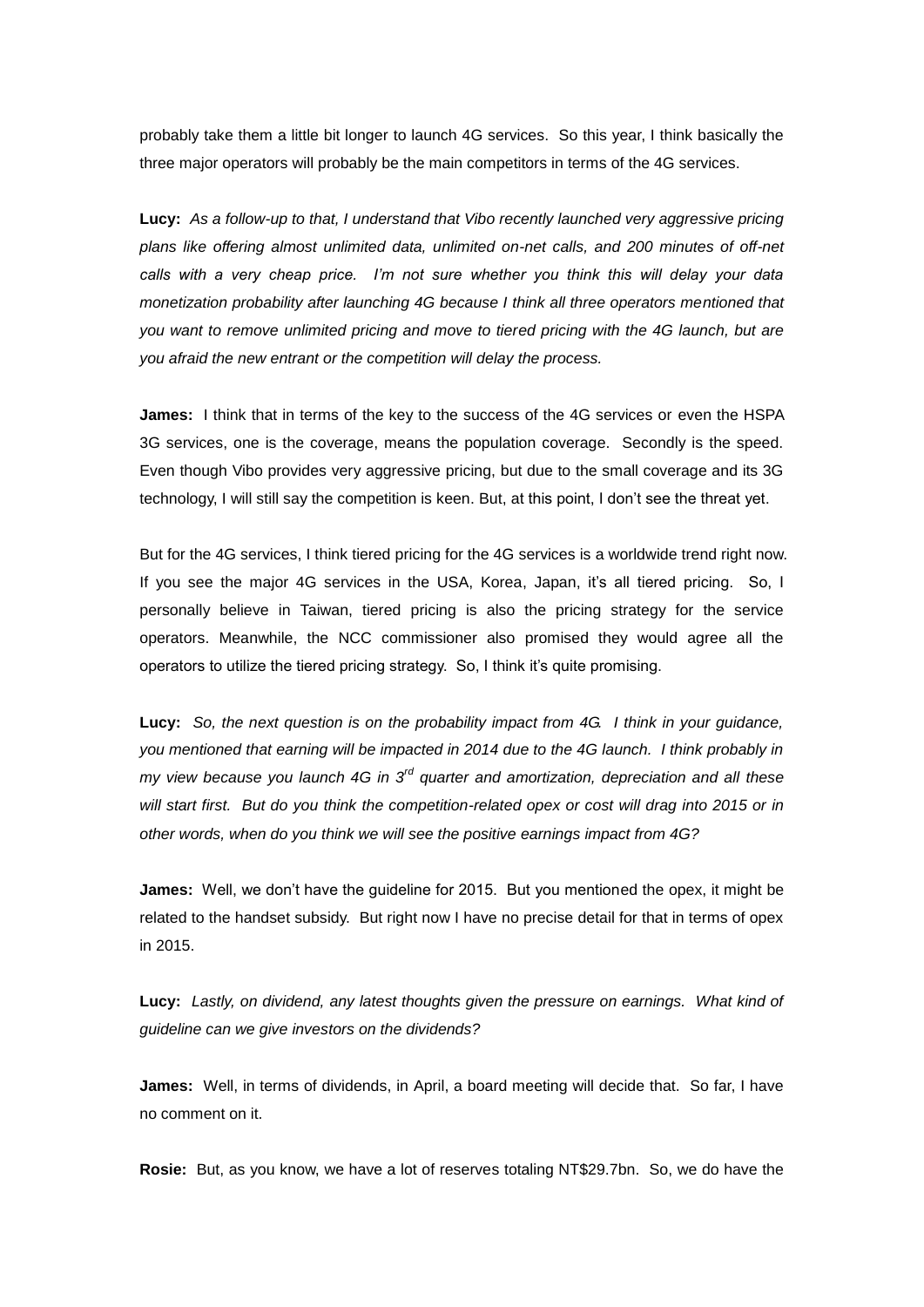probably take them a little bit longer to launch 4G services. So this year, I think basically the three major operators will probably be the main competitors in terms of the 4G services.

**Lucy:** *As a follow-up to that, I understand that Vibo recently launched very aggressive pricing plans like offering almost unlimited data, unlimited on-net calls, and 200 minutes of off-net calls with a very cheap price. I'm not sure whether you think this will delay your data monetization probability after launching 4G because I think all three operators mentioned that you want to remove unlimited pricing and move to tiered pricing with the 4G launch, but are you afraid the new entrant or the competition will delay the process.*

**James:** I think that in terms of the key to the success of the 4G services or even the HSPA 3G services, one is the coverage, means the population coverage. Secondly is the speed. Even though Vibo provides very aggressive pricing, but due to the small coverage and its 3G technology, I will still say the competition is keen. But, at this point, I don't see the threat yet.

But for the 4G services, I think tiered pricing for the 4G services is a worldwide trend right now. If you see the major 4G services in the USA, Korea, Japan, it's all tiered pricing. So, I personally believe in Taiwan, tiered pricing is also the pricing strategy for the service operators. Meanwhile, the NCC commissioner also promised they would agree all the operators to utilize the tiered pricing strategy. So, I think it's quite promising.

**Lucy:** *So, the next question is on the probability impact from 4G. I think in your guidance, you mentioned that earning will be impacted in 2014 due to the 4G launch. I think probably in my view because you launch 4G in 3rd quarter and amortization, depreciation and all these will start first. But do you think the competition-related opex or cost will drag into 2015 or in other words, when do you think we will see the positive earnings impact from 4G?*

**James:** Well, we don't have the guideline for 2015. But you mentioned the opex, it might be related to the handset subsidy. But right now I have no precise detail for that in terms of opex in 2015.

**Lucy:** *Lastly, on dividend, any latest thoughts given the pressure on earnings. What kind of guideline can we give investors on the dividends?*

**James:** Well, in terms of dividends, in April, a board meeting will decide that. So far, I have no comment on it.

**Rosie:** But, as you know, we have a lot of reserves totaling NT$29.7bn. So, we do have the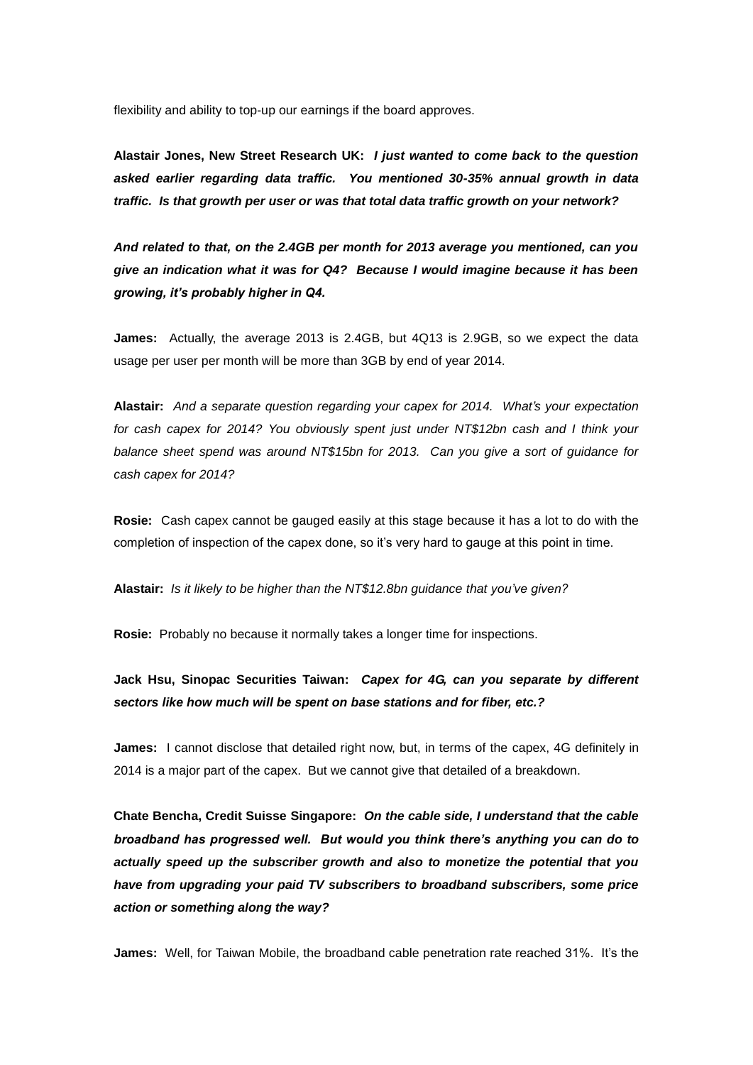flexibility and ability to top-up our earnings if the board approves.

**Alastair Jones, New Street Research UK:** ***I just wanted to come back to the question asked earlier regarding data traffic. You mentioned 30-35% annual growth in data traffic. Is that growth per user or was that total data traffic growth on your network?***

***And related to that, on the 2.4GB per month for 2013 average you mentioned, can you give an indication what it was for Q4? Because I would imagine because it has been growing, it's probably higher in Q4.***

**James:** Actually, the average 2013 is 2.4GB, but 4Q13 is 2.9GB, so we expect the data usage per user per month will be more than 3GB by end of year 2014.

**Alastair:** *And a separate question regarding your capex for 2014. What's your expectation for cash capex for 2014? You obviously spent just under NT$12bn cash and I think your balance sheet spend was around NT$15bn for 2013. Can you give a sort of guidance for cash capex for 2014?*

**Rosie:** Cash capex cannot be gauged easily at this stage because it has a lot to do with the completion of inspection of the capex done, so it's very hard to gauge at this point in time.

**Alastair:** *Is it likely to be higher than the NT$12.8bn guidance that you've given?*

**Rosie:** Probably no because it normally takes a longer time for inspections.

**Jack Hsu, Sinopac Securities Taiwan:** ***Capex for 4G, can you separate by different sectors like how much will be spent on base stations and for fiber, etc.?***

**James:** I cannot disclose that detailed right now, but, in terms of the capex, 4G definitely in 2014 is a major part of the capex. But we cannot give that detailed of a breakdown.

**Chate Bencha, Credit Suisse Singapore:** ***On the cable side, I understand that the cable broadband has progressed well. But would you think there's anything you can do to actually speed up the subscriber growth and also to monetize the potential that you have from upgrading your paid TV subscribers to broadband subscribers, some price action or something along the way?***

**James:** Well, for Taiwan Mobile, the broadband cable penetration rate reached 31%. It's the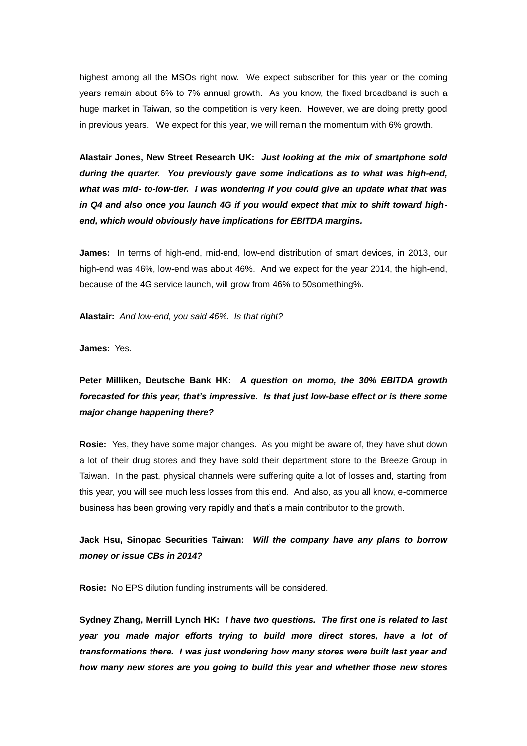highest among all the MSOs right now. We expect subscriber for this year or the coming years remain about 6% to 7% annual growth. As you know, the fixed broadband is such a huge market in Taiwan, so the competition is very keen. However, we are doing pretty good in previous years. We expect for this year, we will remain the momentum with 6% growth.

**Alastair Jones, New Street Research UK:** ***Just looking at the mix of smartphone sold during the quarter. You previously gave some indications as to what was high-end, what was mid- to-low-tier. I was wondering if you could give an update what that was in Q4 and also once you launch 4G if you would expect that mix to shift toward high-end, which would obviously have implications for EBITDA margins.***

**James:** In terms of high-end, mid-end, low-end distribution of smart devices, in 2013, our high-end was 46%, low-end was about 46%. And we expect for the year 2014, the high-end, because of the 4G service launch, will grow from 46% to 50something%.

**Alastair:** *And low-end, you said 46%. Is that right?*

**James:** Yes.

**Peter Milliken, Deutsche Bank HK:** ***A question on momo, the 30% EBITDA growth forecasted for this year, that's impressive. Is that just low-base effect or is there some major change happening there?***

**Rosie:** Yes, they have some major changes. As you might be aware of, they have shut down a lot of their drug stores and they have sold their department store to the Breeze Group in Taiwan. In the past, physical channels were suffering quite a lot of losses and, starting from this year, you will see much less losses from this end. And also, as you all know, e-commerce business has been growing very rapidly and that's a main contributor to the growth.

**Jack Hsu, Sinopac Securities Taiwan:** ***Will the company have any plans to borrow money or issue CBs in 2014?***

**Rosie:** No EPS dilution funding instruments will be considered.

**Sydney Zhang, Merrill Lynch HK:** ***I have two questions. The first one is related to last year you made major efforts trying to build more direct stores, have a lot of transformations there. I was just wondering how many stores were built last year and how many new stores are you going to build this year and whether those new stores***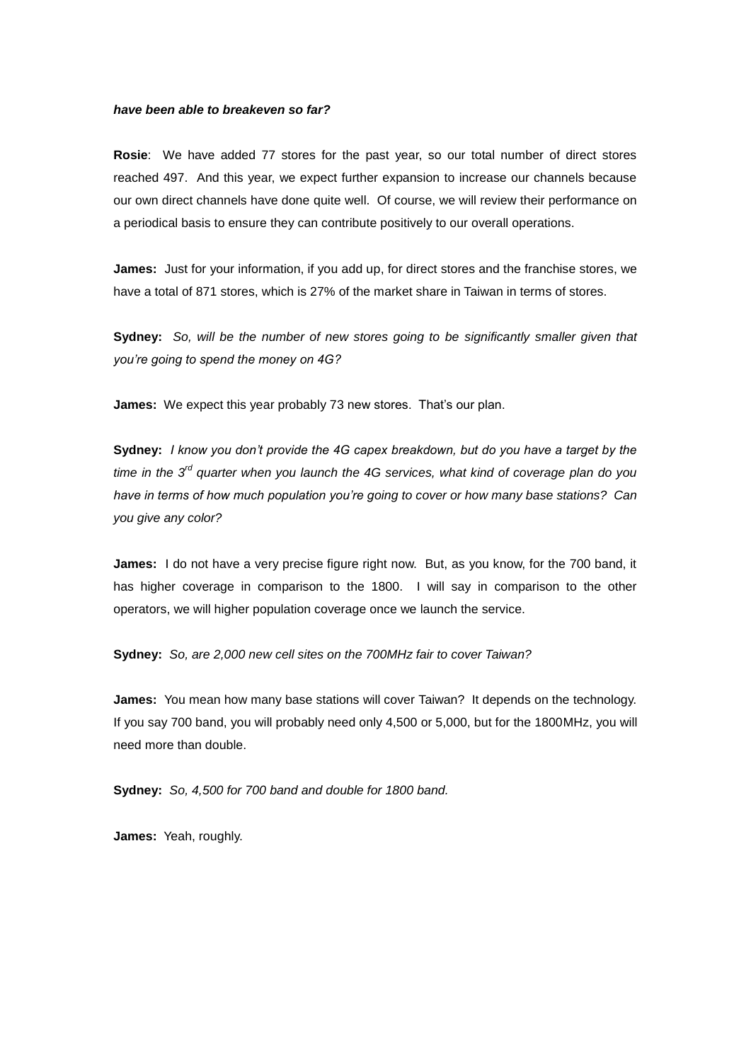***have been able to breakeven so far?***

**Rosie**: We have added 77 stores for the past year, so our total number of direct stores reached 497. And this year, we expect further expansion to increase our channels because our own direct channels have done quite well. Of course, we will review their performance on a periodical basis to ensure they can contribute positively to our overall operations.

**James:** Just for your information, if you add up, for direct stores and the franchise stores, we have a total of 871 stores, which is 27% of the market share in Taiwan in terms of stores.

**Sydney:** *So, will be the number of new stores going to be significantly smaller given that you're going to spend the money on 4G?*

**James:** We expect this year probably 73 new stores. That's our plan.

**Sydney:** *I know you don't provide the 4G capex breakdown, but do you have a target by the time in the 3rd quarter when you launch the 4G services, what kind of coverage plan do you have in terms of how much population you're going to cover or how many base stations? Can you give any color?*

**James:** I do not have a very precise figure right now. But, as you know, for the 700 band, it has higher coverage in comparison to the 1800. I will say in comparison to the other operators, we will higher population coverage once we launch the service.

**Sydney:** *So, are 2,000 new cell sites on the 700MHz fair to cover Taiwan?*

**James:** You mean how many base stations will cover Taiwan? It depends on the technology. If you say 700 band, you will probably need only 4,500 or 5,000, but for the 1800MHz, you will need more than double.

**Sydney:** *So, 4,500 for 700 band and double for 1800 band.*

**James:** Yeah, roughly.